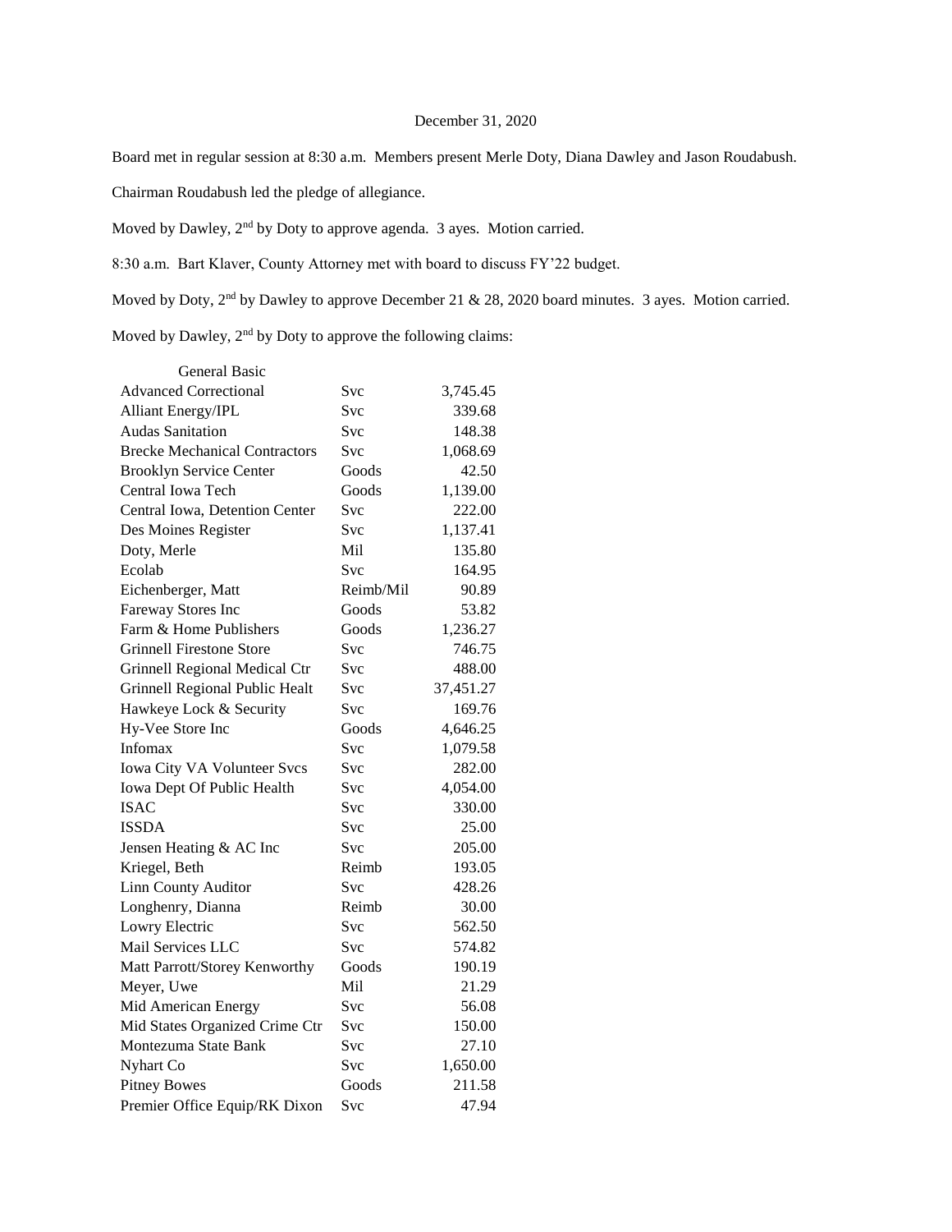December 31, 2020

Board met in regular session at 8:30 a.m. Members present Merle Doty, Diana Dawley and Jason Roudabush.

Chairman Roudabush led the pledge of allegiance.

Moved by Dawley, 2nd by Doty to approve agenda. 3 ayes. Motion carried.

8:30 a.m. Bart Klaver, County Attorney met with board to discuss FY'22 budget.

Moved by Doty, 2nd by Dawley to approve December 21 & 28, 2020 board minutes. 3 ayes. Motion carried.

Moved by Dawley, 2nd by Doty to approve the following claims:

| General Basic | | |
|---|---|---|
| Advanced Correctional | Svc | 3,745.45 |
| Alliant Energy/IPL | Svc | 339.68 |
| Audas Sanitation | Svc | 148.38 |
| Brecke Mechanical Contractors | Svc | 1,068.69 |
| Brooklyn Service Center | Goods | 42.50 |
| Central Iowa Tech | Goods | 1,139.00 |
| Central Iowa, Detention Center | Svc | 222.00 |
| Des Moines Register | Svc | 1,137.41 |
| Doty, Merle | Mil | 135.80 |
| Ecolab | Svc | 164.95 |
| Eichenberger, Matt | Reimb/Mil | 90.89 |
| Fareway Stores Inc | Goods | 53.82 |
| Farm & Home Publishers | Goods | 1,236.27 |
| Grinnell Firestone Store | Svc | 746.75 |
| Grinnell Regional Medical Ctr | Svc | 488.00 |
| Grinnell Regional Public Healt | Svc | 37,451.27 |
| Hawkeye Lock & Security | Svc | 169.76 |
| Hy-Vee Store Inc | Goods | 4,646.25 |
| Infomax | Svc | 1,079.58 |
| Iowa City VA Volunteer Svcs | Svc | 282.00 |
| Iowa Dept Of Public Health | Svc | 4,054.00 |
| ISAC | Svc | 330.00 |
| ISSDA | Svc | 25.00 |
| Jensen Heating & AC Inc | Svc | 205.00 |
| Kriegel, Beth | Reimb | 193.05 |
| Linn County Auditor | Svc | 428.26 |
| Longhenry, Dianna | Reimb | 30.00 |
| Lowry Electric | Svc | 562.50 |
| Mail Services LLC | Svc | 574.82 |
| Matt Parrott/Storey Kenworthy | Goods | 190.19 |
| Meyer, Uwe | Mil | 21.29 |
| Mid American Energy | Svc | 56.08 |
| Mid States Organized Crime Ctr | Svc | 150.00 |
| Montezuma State Bank | Svc | 27.10 |
| Nyhart Co | Svc | 1,650.00 |
| Pitney Bowes | Goods | 211.58 |
| Premier Office Equip/RK Dixon | Svc | 47.94 |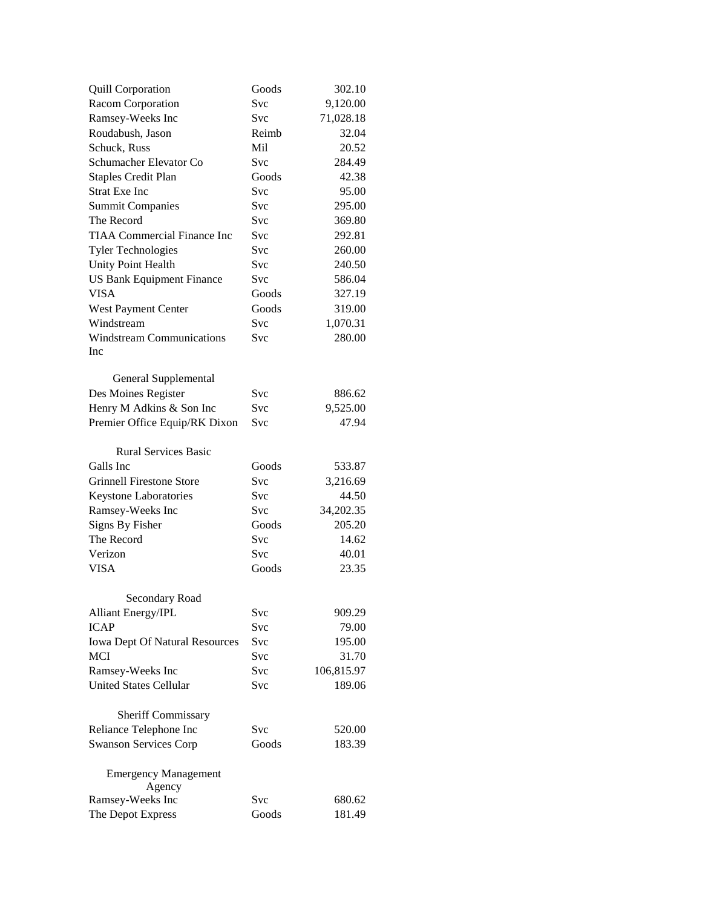| | | |
|---|---|---|
| Quill Corporation | Goods | 302.10 |
| Racom Corporation | Svc | 9,120.00 |
| Ramsey-Weeks Inc | Svc | 71,028.18 |
| Roudabush, Jason | Reimb | 32.04 |
| Schuck, Russ | Mil | 20.52 |
| Schumacher Elevator Co | Svc | 284.49 |
| Staples Credit Plan | Goods | 42.38 |
| Strat Exe Inc | Svc | 95.00 |
| Summit Companies | Svc | 295.00 |
| The Record | Svc | 369.80 |
| TIAA Commercial Finance Inc | Svc | 292.81 |
| Tyler Technologies | Svc | 260.00 |
| Unity Point Health | Svc | 240.50 |
| US Bank Equipment Finance | Svc | 586.04 |
| VISA | Goods | 327.19 |
| West Payment Center | Goods | 319.00 |
| Windstream | Svc | 1,070.31 |
| Windstream Communications Inc | Svc | 280.00 |

General Supplemental

| | | |
|---|---|---|
| Des Moines Register | Svc | 886.62 |
| Henry M Adkins & Son Inc | Svc | 9,525.00 |
| Premier Office Equip/RK Dixon | Svc | 47.94 |

Rural Services Basic

| | | |
|---|---|---|
| Galls Inc | Goods | 533.87 |
| Grinnell Firestone Store | Svc | 3,216.69 |
| Keystone Laboratories | Svc | 44.50 |
| Ramsey-Weeks Inc | Svc | 34,202.35 |
| Signs By Fisher | Goods | 205.20 |
| The Record | Svc | 14.62 |
| Verizon | Svc | 40.01 |
| VISA | Goods | 23.35 |

Secondary Road

| | | |
|---|---|---|
| Alliant Energy/IPL | Svc | 909.29 |
| ICAP | Svc | 79.00 |
| Iowa Dept Of Natural Resources | Svc | 195.00 |
| MCI | Svc | 31.70 |
| Ramsey-Weeks Inc | Svc | 106,815.97 |
| United States Cellular | Svc | 189.06 |

Sheriff Commissary

| | | |
|---|---|---|
| Reliance Telephone Inc | Svc | 520.00 |
| Swanson Services Corp | Goods | 183.39 |

Emergency Management Agency

| | | |
|---|---|---|
| Ramsey-Weeks Inc | Svc | 680.62 |
| The Depot Express | Goods | 181.49 |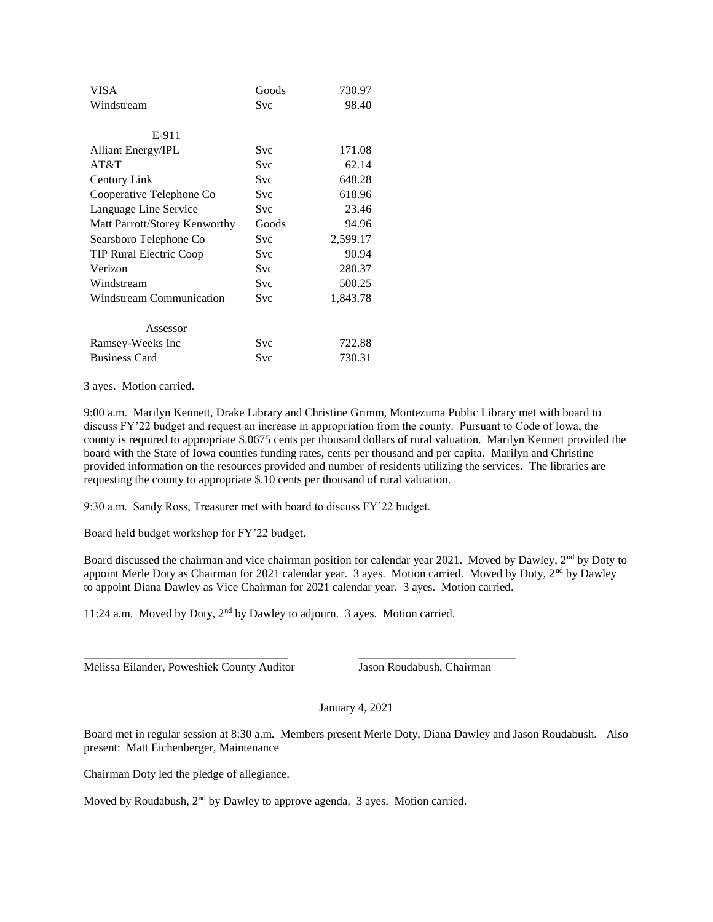| | | |
|---|---|---|
| VISA | Goods | 730.97 |
| Windstream | Svc | 98.40 |
| E-911 | | |
| Alliant Energy/IPL | Svc | 171.08 |
| AT&T | Svc | 62.14 |
| Century Link | Svc | 648.28 |
| Cooperative Telephone Co | Svc | 618.96 |
| Language Line Service | Svc | 23.46 |
| Matt Parrott/Storey Kenworthy | Goods | 94.96 |
| Searsboro Telephone Co | Svc | 2,599.17 |
| TIP Rural Electric Coop | Svc | 90.94 |
| Verizon | Svc | 280.37 |
| Windstream | Svc | 500.25 |
| Windstream Communication | Svc | 1,843.78 |
| Assessor | | |
| Ramsey-Weeks Inc | Svc | 722.88 |
| Business Card | Svc | 730.31 |

3 ayes. Motion carried.

9:00 a.m. Marilyn Kennett, Drake Library and Christine Grimm, Montezuma Public Library met with board to discuss FY'22 budget and request an increase in appropriation from the county. Pursuant to Code of Iowa, the county is required to appropriate $.0675 cents per thousand dollars of rural valuation. Marilyn Kennett provided the board with the State of Iowa counties funding rates, cents per thousand and per capita. Marilyn and Christine provided information on the resources provided and number of residents utilizing the services. The libraries are requesting the county to appropriate $.10 cents per thousand of rural valuation.

9:30 a.m. Sandy Ross, Treasurer met with board to discuss FY'22 budget.

Board held budget workshop for FY'22 budget.

Board discussed the chairman and vice chairman position for calendar year 2021. Moved by Dawley, 2nd by Doty to appoint Merle Doty as Chairman for 2021 calendar year. 3 ayes. Motion carried. Moved by Doty, 2nd by Dawley to appoint Diana Dawley as Vice Chairman for 2021 calendar year. 3 ayes. Motion carried.

11:24 a.m. Moved by Doty, 2nd by Dawley to adjourn. 3 ayes. Motion carried.

\_\_\_\_\_\_\_\_\_\_\_\_\_\_\_\_\_\_\_\_\_\_\_\_\_\_\_\_\_\_\_\_\_\_\_ \_\_\_\_\_\_\_\_\_\_\_\_\_\_\_\_\_\_\_\_\_\_\_\_\_\_\_

Melissa Eilander, Poweshiek County Auditor Jason Roudabush, Chairman

January 4, 2021

Board met in regular session at 8:30 a.m. Members present Merle Doty, Diana Dawley and Jason Roudabush. Also present: Matt Eichenberger, Maintenance

Chairman Doty led the pledge of allegiance.

Moved by Roudabush, 2nd by Dawley to approve agenda. 3 ayes. Motion carried.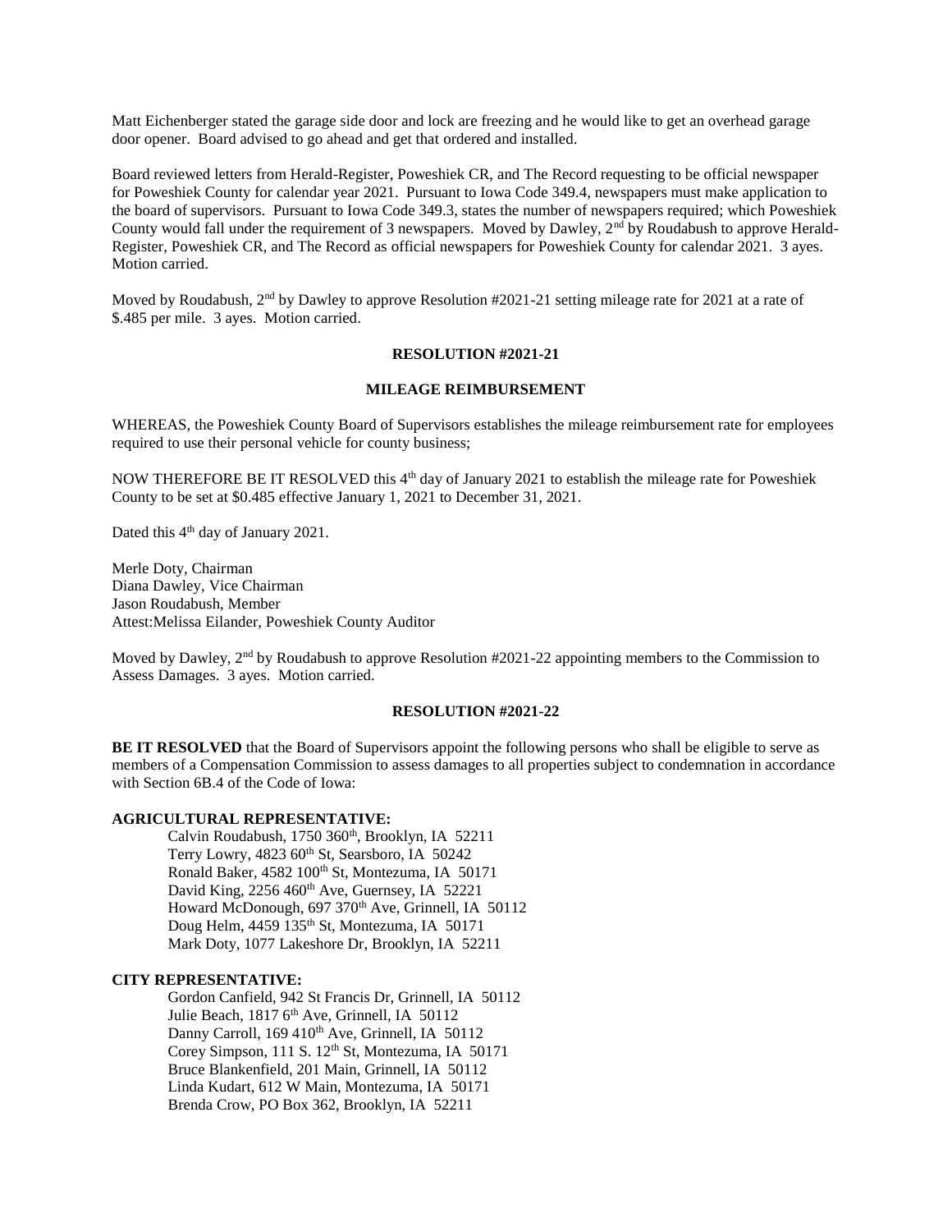Matt Eichenberger stated the garage side door and lock are freezing and he would like to get an overhead garage door opener. Board advised to go ahead and get that ordered and installed.

Board reviewed letters from Herald-Register, Poweshiek CR, and The Record requesting to be official newspaper for Poweshiek County for calendar year 2021. Pursuant to Iowa Code 349.4, newspapers must make application to the board of supervisors. Pursuant to Iowa Code 349.3, states the number of newspapers required; which Poweshiek County would fall under the requirement of 3 newspapers. Moved by Dawley, 2nd by Roudabush to approve Herald-Register, Poweshiek CR, and The Record as official newspapers for Poweshiek County for calendar 2021. 3 ayes. Motion carried.

Moved by Roudabush, 2nd by Dawley to approve Resolution #2021-21 setting mileage rate for 2021 at a rate of $.485 per mile. 3 ayes. Motion carried.

**RESOLUTION #2021-21**

**MILEAGE REIMBURSEMENT**

WHEREAS, the Poweshiek County Board of Supervisors establishes the mileage reimbursement rate for employees required to use their personal vehicle for county business;

NOW THEREFORE BE IT RESOLVED this 4th day of January 2021 to establish the mileage rate for Poweshiek County to be set at $0.485 effective January 1, 2021 to December 31, 2021.

Dated this 4th day of January 2021.

Merle Doty, Chairman
Diana Dawley, Vice Chairman
Jason Roudabush, Member
Attest:Melissa Eilander, Poweshiek County Auditor

Moved by Dawley, 2nd by Roudabush to approve Resolution #2021-22 appointing members to the Commission to Assess Damages. 3 ayes. Motion carried.

**RESOLUTION #2021-22**

**BE IT RESOLVED** that the Board of Supervisors appoint the following persons who shall be eligible to serve as members of a Compensation Commission to assess damages to all properties subject to condemnation in accordance with Section 6B.4 of the Code of Iowa:

**AGRICULTURAL REPRESENTATIVE:**

Calvin Roudabush, 1750 360th, Brooklyn, IA 52211
Terry Lowry, 4823 60th St, Searsboro, IA 50242
Ronald Baker, 4582 100th St, Montezuma, IA 50171
David King, 2256 460th Ave, Guernsey, IA 52221
Howard McDonough, 697 370th Ave, Grinnell, IA 50112
Doug Helm, 4459 135th St, Montezuma, IA 50171
Mark Doty, 1077 Lakeshore Dr, Brooklyn, IA 52211

**CITY REPRESENTATIVE:**

Gordon Canfield, 942 St Francis Dr, Grinnell, IA 50112
Julie Beach, 1817 6th Ave, Grinnell, IA 50112
Danny Carroll, 169 410th Ave, Grinnell, IA 50112
Corey Simpson, 111 S. 12th St, Montezuma, IA 50171
Bruce Blankenfield, 201 Main, Grinnell, IA 50112
Linda Kudart, 612 W Main, Montezuma, IA 50171
Brenda Crow, PO Box 362, Brooklyn, IA 52211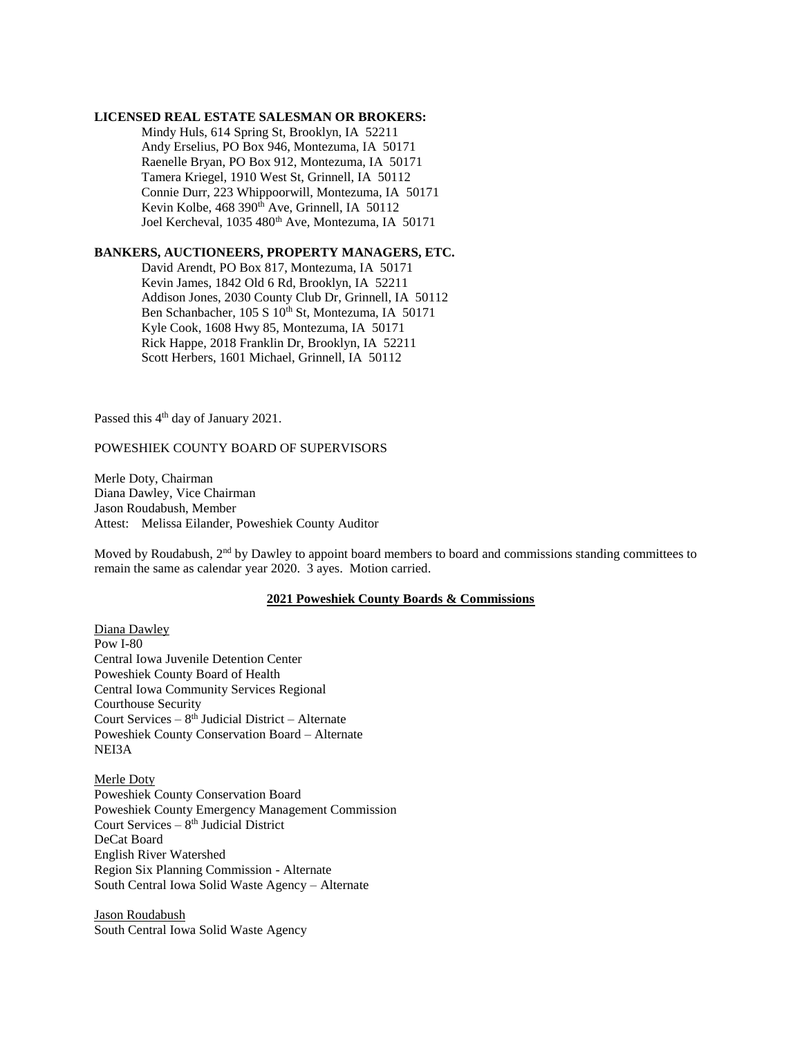**LICENSED REAL ESTATE SALESMAN OR BROKERS:**

Mindy Huls, 614 Spring St, Brooklyn, IA 52211
Andy Erselius, PO Box 946, Montezuma, IA 50171
Raenelle Bryan, PO Box 912, Montezuma, IA 50171
Tamera Kriegel, 1910 West St, Grinnell, IA 50112
Connie Durr, 223 Whippoorwill, Montezuma, IA 50171
Kevin Kolbe, 468 390th Ave, Grinnell, IA 50112
Joel Kercheval, 1035 480th Ave, Montezuma, IA 50171

**BANKERS, AUCTIONEERS, PROPERTY MANAGERS, ETC.**

David Arendt, PO Box 817, Montezuma, IA 50171
Kevin James, 1842 Old 6 Rd, Brooklyn, IA 52211
Addison Jones, 2030 County Club Dr, Grinnell, IA 50112
Ben Schanbacher, 105 S 10th St, Montezuma, IA 50171
Kyle Cook, 1608 Hwy 85, Montezuma, IA 50171
Rick Happe, 2018 Franklin Dr, Brooklyn, IA 52211
Scott Herbers, 1601 Michael, Grinnell, IA 50112

Passed this 4th day of January 2021.

POWESHIEK COUNTY BOARD OF SUPERVISORS

Merle Doty, Chairman
Diana Dawley, Vice Chairman
Jason Roudabush, Member
Attest: Melissa Eilander, Poweshiek County Auditor

Moved by Roudabush, 2nd by Dawley to appoint board members to board and commissions standing committees to remain the same as calendar year 2020. 3 ayes. Motion carried.

**2021 Poweshiek County Boards & Commissions**

Diana Dawley
Pow I-80
Central Iowa Juvenile Detention Center
Poweshiek County Board of Health
Central Iowa Community Services Regional
Courthouse Security
Court Services – 8th Judicial District – Alternate
Poweshiek County Conservation Board – Alternate
NEI3A

Merle Doty
Poweshiek County Conservation Board
Poweshiek County Emergency Management Commission
Court Services – 8th Judicial District
DeCat Board
English River Watershed
Region Six Planning Commission - Alternate
South Central Iowa Solid Waste Agency – Alternate

Jason Roudabush
South Central Iowa Solid Waste Agency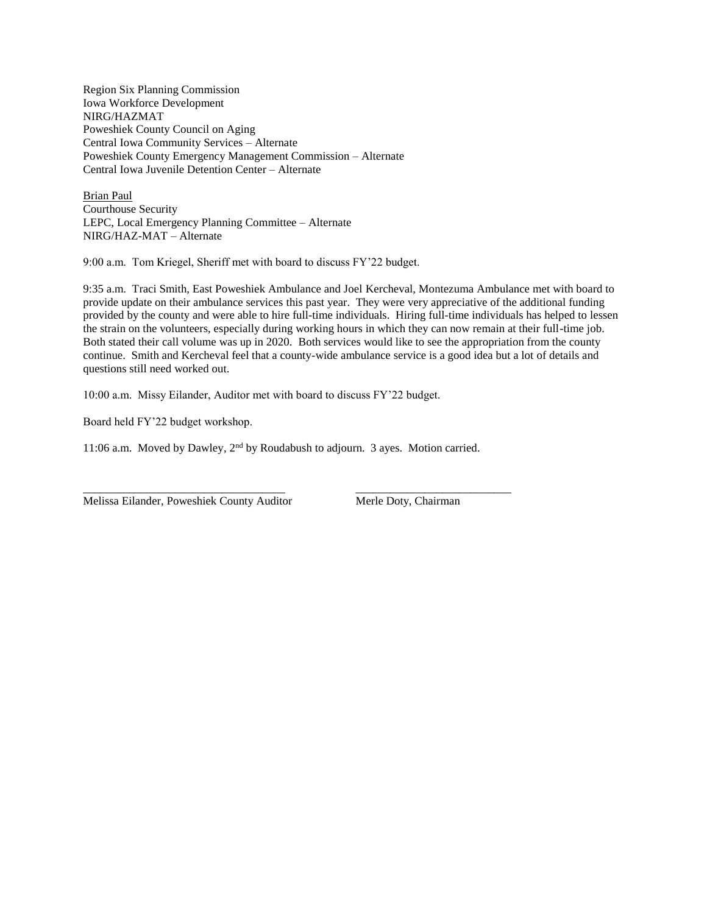Region Six Planning Commission
Iowa Workforce Development
NIRG/HAZMAT
Poweshiek County Council on Aging
Central Iowa Community Services – Alternate
Poweshiek County Emergency Management Commission – Alternate
Central Iowa Juvenile Detention Center – Alternate

<u>Brian Paul</u>
Courthouse Security
LEPC, Local Emergency Planning Committee – Alternate
NIRG/HAZ-MAT – Alternate

9:00 a.m. Tom Kriegel, Sheriff met with board to discuss FY'22 budget.

9:35 a.m. Traci Smith, East Poweshiek Ambulance and Joel Kercheval, Montezuma Ambulance met with board to provide update on their ambulance services this past year. They were very appreciative of the additional funding provided by the county and were able to hire full-time individuals. Hiring full-time individuals has helped to lessen the strain on the volunteers, especially during working hours in which they can now remain at their full-time job. Both stated their call volume was up in 2020. Both services would like to see the appropriation from the county continue. Smith and Kercheval feel that a county-wide ambulance service is a good idea but a lot of details and questions still need worked out.

10:00 a.m. Missy Eilander, Auditor met with board to discuss FY'22 budget.

Board held FY'22 budget workshop.

11:06 a.m. Moved by Dawley, 2nd by Roudabush to adjourn. 3 ayes. Motion carried.

\_\_\_\_\_\_\_\_\_\_\_\_\_\_\_\_\_\_\_\_\_\_\_\_\_\_\_\_\_\_\_\_\_\_\_ \_\_\_\_\_\_\_\_\_\_\_\_\_\_\_\_\_\_\_\_\_\_\_\_\_\_\_
Melissa Eilander, Poweshiek County Auditor Merle Doty, Chairman